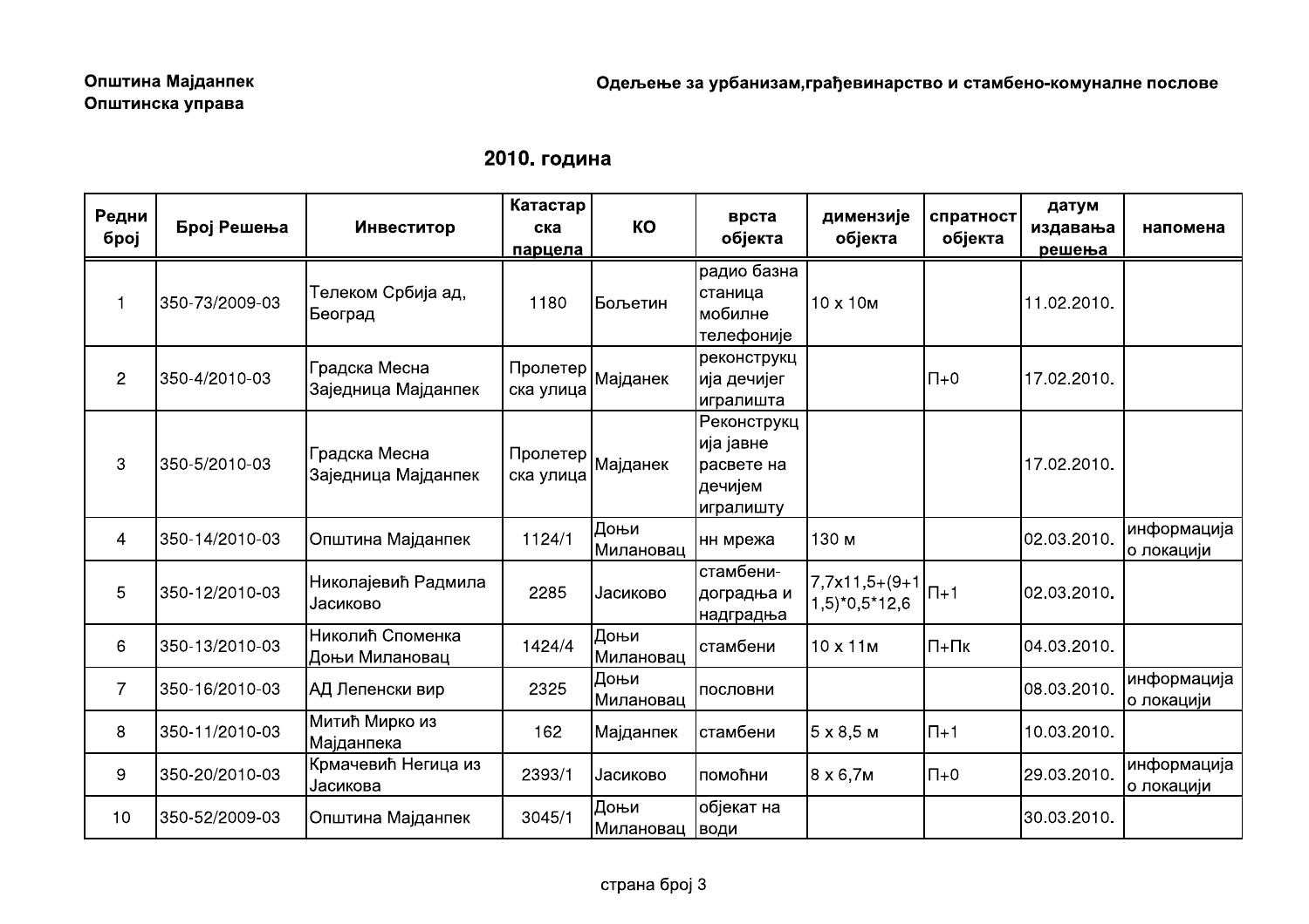**Општина Мајданпек**
**Општинска управа**

**Одељење за урбанизам,грађевинарство и стамбено-комуналне послове**

## 2010. година

| Редни број | Број Решења | Инвеститор | Катастарска парцела | КО | врста објекта | димензије објекта | спратност објекта | датум издавања решења | напомена |
|---|---|---|---|---|---|---|---|---|---|
| 1 | 350-73/2009-03 | Телеком Србија ад, Београд | 1180 | Бољетин | радио базна станица мобилне телефоније | 10 х 10м | | 11.02.2010. | |
| 2 | 350-4/2010-03 | Градска Месна Заједница Мајданпек | Пролетерска улица | Мајданек | реконструкција дечијег игралишта | | П+0 | 17.02.2010. | |
| 3 | 350-5/2010-03 | Градска Месна Заједница Мајданпек | Пролетерска улица | Мајданек | Реконструкција јавне расвете на дечијем игралишту | | | 17.02.2010. | |
| 4 | 350-14/2010-03 | Општина Мајданпек | 1124/1 | Доњи Милановац | нн мрежа | 130 м | | 02.03.2010. | информација о локацији |
| 5 | 350-12/2010-03 | Николајевић Радмила Јасиково | 2285 | Јасиково | стамбени-доградња и надградња | 7,7х11,5+(9+11,5)*0,5*12,6 | П+1 | 02.03.2010. | |
| 6 | 350-13/2010-03 | Николић Споменка Доњи Милановац | 1424/4 | Доњи Милановац | стамбени | 10 х 11м | П+Пк | 04.03.2010. | |
| 7 | 350-16/2010-03 | АД Лепенски вир | 2325 | Доњи Милановац | пословни | | | 08.03.2010. | информација о локацији |
| 8 | 350-11/2010-03 | Митић Мирко из Мајданпека | 162 | Мајданпек | стамбени | 5 х 8,5 м | П+1 | 10.03.2010. | |
| 9 | 350-20/2010-03 | Крмачевић Негица из Јасикова | 2393/1 | Јасиково | помоћни | 8 х 6,7м | П+0 | 29.03.2010. | информација о локацији |
| 10 | 350-52/2009-03 | Општина Мајданпек | 3045/1 | Доњи Милановац | објекат на води | | | 30.03.2010. | |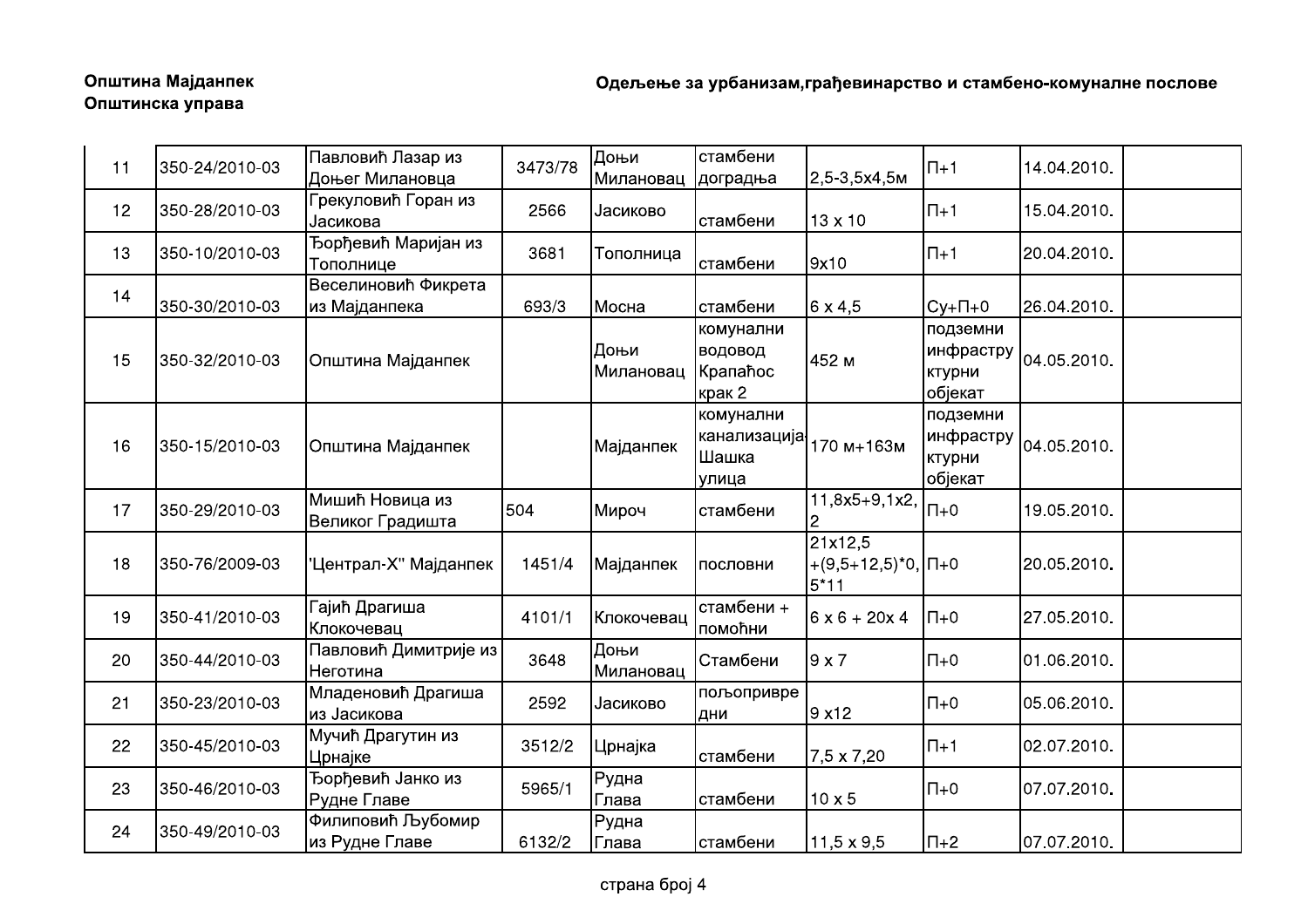**Општина Мајданпек**
**Општинска управа**

**Одељење за урбанизам,грађевинарство и стамбено-комуналне послове**

| | | | | | | | | | |
|---|---|---|---|---|---|---|---|---|---|
| 11 | 350-24/2010-03 | Павловић Лазар из Доњег Милановца | 3473/78 | Доњи Милановац | стамбени доградња | 2,5-3,5х4,5м | П+1 | 14.04.2010. | |
| 12 | 350-28/2010-03 | Грекуловић Горан из Јасикова | 2566 | Јасиково | стамбени | 13 х 10 | П+1 | 15.04.2010. | |
| 13 | 350-10/2010-03 | Ђорђевић Маријан из Тополнице | 3681 | Тополница | стамбени | 9х10 | П+1 | 20.04.2010. | |
| 14 | 350-30/2010-03 | Веселиновић Фикрета из Мајданпека | 693/3 | Мосна | стамбени | 6 х 4,5 | Су+П+0 | 26.04.2010. | |
| 15 | 350-32/2010-03 | Општина Мајданпек | | Доњи Милановац | комунални водовод Крапаћос крак 2 | 452 м | подземни инфраструктурни објекат | 04.05.2010. | |
| 16 | 350-15/2010-03 | Општина Мајданпек | | Мајданпек | комунални канализација Шашка улица | 170 м+163м | подземни инфраструктурни објекат | 04.05.2010. | |
| 17 | 350-29/2010-03 | Мишић Новица из Великог Градишта | 504 | Мироч | стамбени | 11,8х5+9,1х2,2 | П+0 | 19.05.2010. | |
| 18 | 350-76/2009-03 | 'Централ-Х'' Мајданпек | 1451/4 | Мајданпек | пословни | 21х12,5 +(9,5+12,5)*0,5*11 | П+0 | 20.05.2010. | |
| 19 | 350-41/2010-03 | Гајић Драгиша Клокочевац | 4101/1 | Клокочевац | стамбени + помоћни | 6 х 6 + 20х 4 | П+0 | 27.05.2010. | |
| 20 | 350-44/2010-03 | Павловић Димитрије из Неготина | 3648 | Доњи Милановац | Стамбени | 9 х 7 | П+0 | 01.06.2010. | |
| 21 | 350-23/2010-03 | Младеновић Драгиша из Јасикова | 2592 | Јасиково | пољопривредни | 9 х12 | П+0 | 05.06.2010. | |
| 22 | 350-45/2010-03 | Мучић Драгутин из Црнајке | 3512/2 | Црнајка | стамбени | 7,5 х 7,20 | П+1 | 02.07.2010. | |
| 23 | 350-46/2010-03 | Ђорђевић Јанко из Рудне Главе | 5965/1 | Рудна Глава | стамбени | 10 х 5 | П+0 | 07.07.2010. | |
| 24 | 350-49/2010-03 | Филиповић Љубомир из Рудне Главе | 6132/2 | Рудна Глава | стамбени | 11,5 х 9,5 | П+2 | 07.07.2010. | |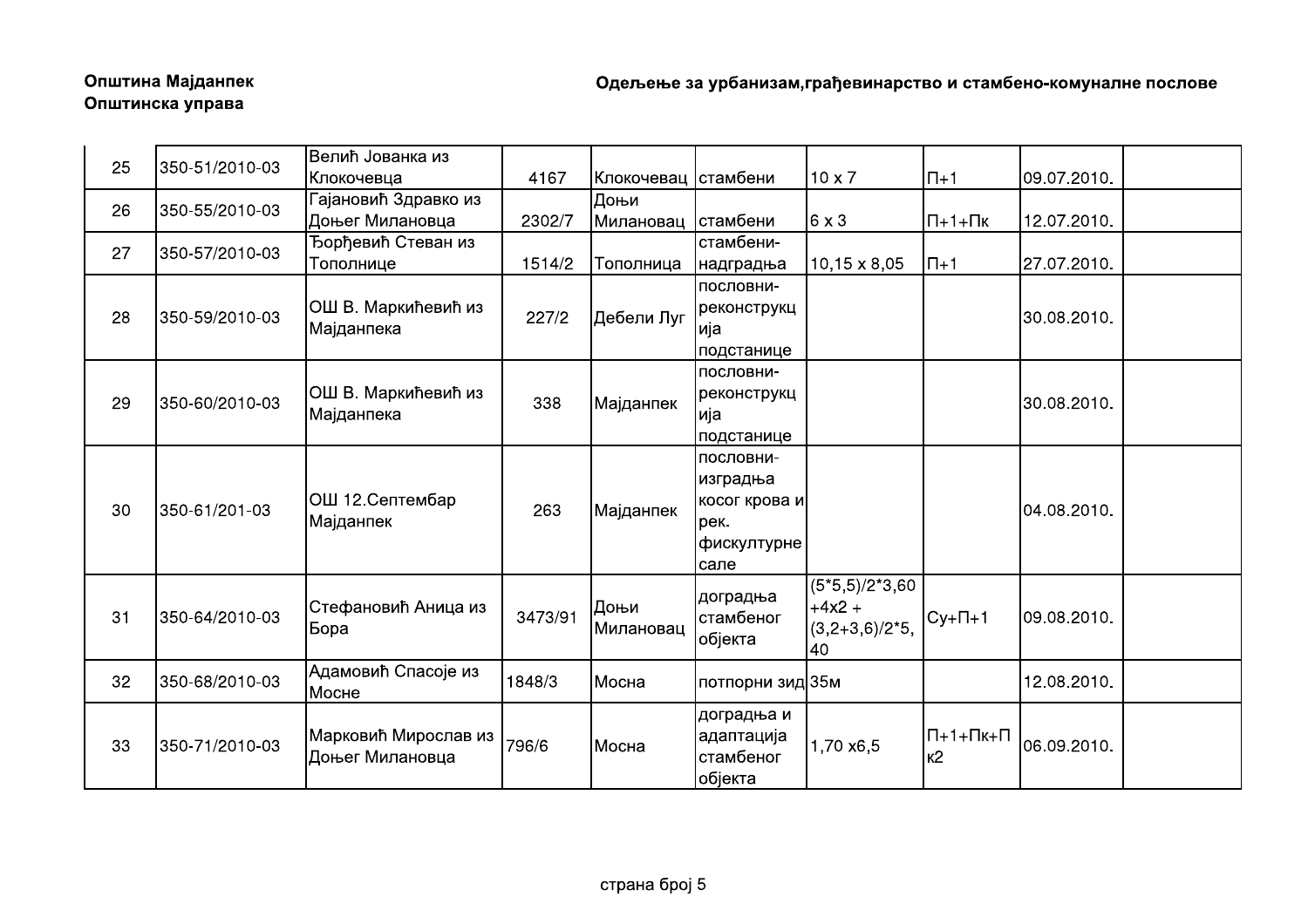Општина Мајданпек
Општинска управа

Одељење за урбанизам,грађевинарство и стамбено-комуналне послове

| | | | | | | | | | |
|---|---|---|---|---|---|---|---|---|---|
| 25 | 350-51/2010-03 | Велић Јованка из Клокочевца | 4167 | Клокочевац | стамбени | 10 x 7 | П+1 | 09.07.2010. | |
| 26 | 350-55/2010-03 | Гајановић Здравко из Доњег Милановца | 2302/7 | Доњи Милановац | стамбени | 6 x 3 | П+1+Пк | 12.07.2010. | |
| 27 | 350-57/2010-03 | Ђорђевић Стеван из Тополнице | 1514/2 | Тополница | стамбени-надградња | 10,15 x 8,05 | П+1 | 27.07.2010. | |
| 28 | 350-59/2010-03 | ОШ В. Маркићевић из Мајданпека | 227/2 | Дебели Луг | пословни-реконструкција подстанице | | | 30.08.2010. | |
| 29 | 350-60/2010-03 | ОШ В. Маркићевић из Мајданпека | 338 | Мајданпек | пословни-реконструкција подстанице | | | 30.08.2010. | |
| 30 | 350-61/201-03 | ОШ 12.Септембар Мајданпек | 263 | Мајданпек | пословни-изградња косог крова и рек. фискултурне сале | | | 04.08.2010. | |
| 31 | 350-64/2010-03 | Стефановић Аница из Бора | 3473/91 | Доњи Милановац | доградња стамбеног објекта | (5*5,5)/2*3,60 +4x2 + (3,2+3,6)/2*5,40 | Су+П+1 | 09.08.2010. | |
| 32 | 350-68/2010-03 | Адамовић Спасоје из Мосне | 1848/3 | Мосна | потпорни зид | 35м | | 12.08.2010. | |
| 33 | 350-71/2010-03 | Марковић Мирослав из Доњег Милановца | 796/6 | Мосна | доградња и адаптација стамбеног објекта | 1,70 x6,5 | П+1+Пк+Пк2 | 06.09.2010. | |

страна број 5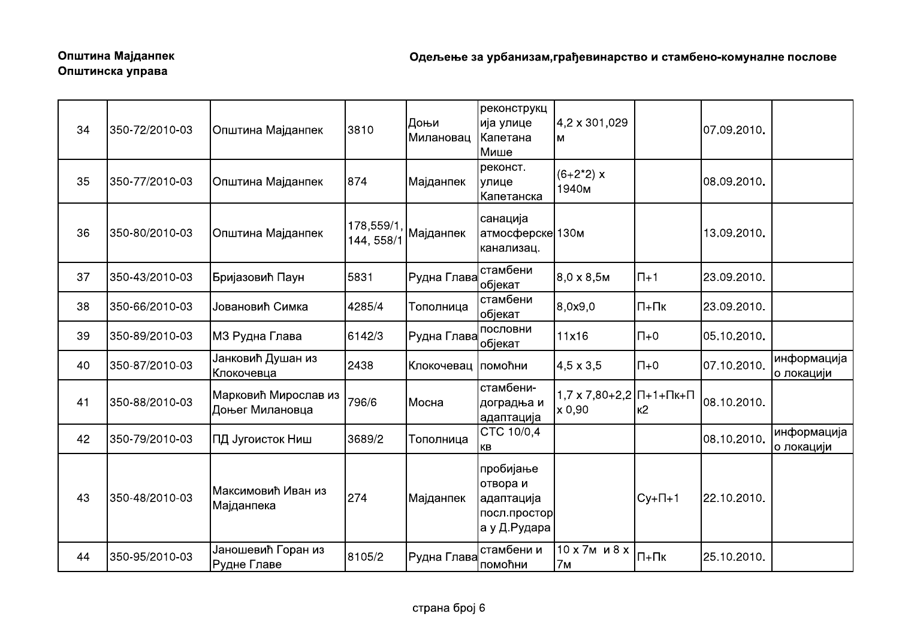**Општина Мајданпек**
**Општинска управа**

**Одељење за урбанизам,грађевинарство и стамбено-комуналне послове**

| | | | | | | | | | |
|---|---|---|---|---|---|---|---|---|---|
| 34 | 350-72/2010-03 | Општина Мајданпек | 3810 | Доњи Милановац | реконструкција улице Капетана Мише | 4,2 x 301,029 м | | 07.09.2010. | |
| 35 | 350-77/2010-03 | Општина Мајданпек | 874 | Мајданпек | реконст. улице Капетанска | (6+2*2) x 1940м | | 08.09.2010. | |
| 36 | 350-80/2010-03 | Општина Мајданпек | 178,559/1, 144, 558/1 | Мајданпек | санација атмосферске канализац. | 130м | | 13.09.2010. | |
| 37 | 350-43/2010-03 | Бријазовић Паун | 5831 | Рудна Глава | стамбени објекат | 8,0 x 8,5м | П+1 | 23.09.2010. | |
| 38 | 350-66/2010-03 | Јовановић Симка | 4285/4 | Тополница | стамбени објекат | 8,0x9,0 | П+Пк | 23.09.2010. | |
| 39 | 350-89/2010-03 | МЗ Рудна Глава | 6142/3 | Рудна Глава | пословни објекат | 11x16 | П+0 | 05.10.2010. | |
| 40 | 350-87/2010-03 | Јанковић Душан из Клокочевца | 2438 | Клокочевац | помоћни | 4,5 x 3,5 | П+0 | 07.10.2010. | информација о локацији |
| 41 | 350-88/2010-03 | Марковић Мирослав из Доњег Милановца | 796/6 | Мосна | стамбени-доградња и адаптација | 1,7 x 7,80+2,2 x 0,90 | П+1+Пк+Пк2 | 08.10.2010. | |
| 42 | 350-79/2010-03 | ПД Југоисток Ниш | 3689/2 | Тополница | СТС 10/0,4 кв | | | 08.10.2010. | информација о локацији |
| 43 | 350-48/2010-03 | Максимовић Иван из Мајданпека | 274 | Мајданпек | пробијање отвора и адаптација посл.простора у Д.Рудара | | Су+П+1 | 22.10.2010. | |
| 44 | 350-95/2010-03 | Јаношевић Горан из Рудне Главе | 8105/2 | Рудна Глава | стамбени и помоћни | 10 x 7м и 8 x 7м | П+Пк | 25.10.2010. | |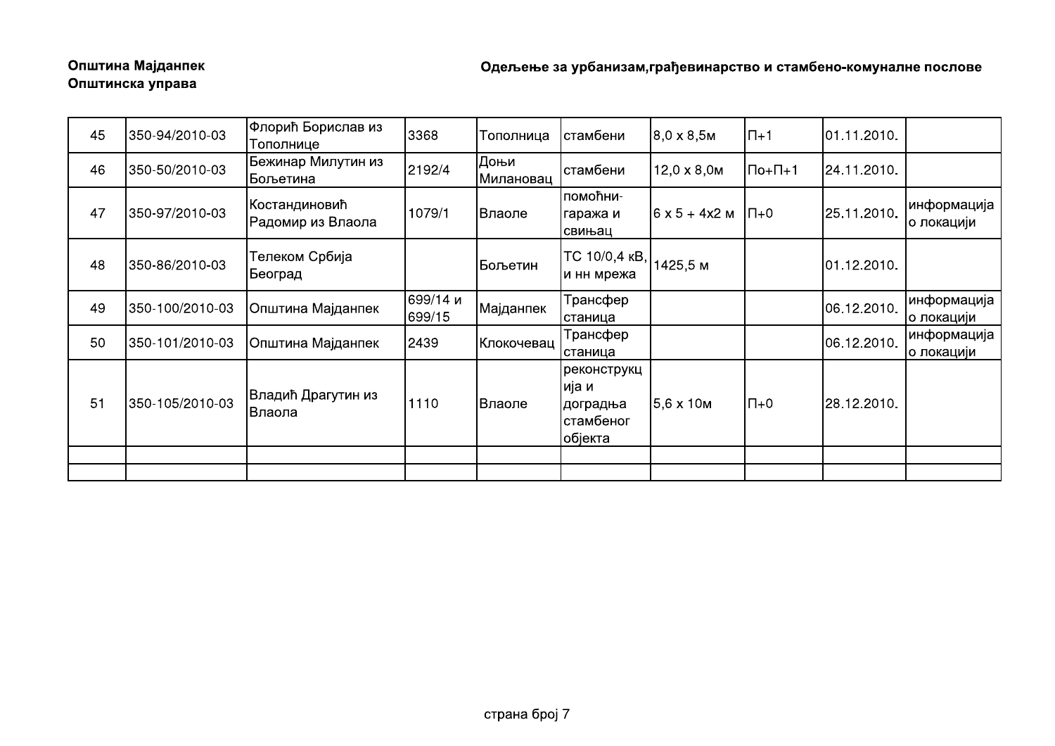**Општина Мајданпек**
**Општинска управа**

**Одељење за урбанизам,грађевинарство и стамбено-комуналне послове**

| | | | | | | | | | |
|---|---|---|---|---|---|---|---|---|---|
| 45 | 350-94/2010-03 | Флорић Борислав из Тополнице | 3368 | Тополница | стамбени | 8,0 x 8,5м | П+1 | 01.11.2010. | |
| 46 | 350-50/2010-03 | Бежинар Милутин из Бољетина | 2192/4 | Доњи Милановац | стамбени | 12,0 x 8,0м | По+П+1 | 24.11.2010. | |
| 47 | 350-97/2010-03 | Костандиновић Радомир из Влаола | 1079/1 | Влаоле | помоћни-гаража и свињац | 6 x 5 + 4x2 м | П+0 | 25.11.2010. | информација о локацији |
| 48 | 350-86/2010-03 | Телеком Србија Београд | | Бољетин | ТС 10/0,4 кВ, и нн мрежа | 1425,5 м | | 01.12.2010. | |
| 49 | 350-100/2010-03 | Општина Мајданпек | 699/14 и 699/15 | Мајданпек | Трансфер станица | | | 06.12.2010. | информација о локацији |
| 50 | 350-101/2010-03 | Општина Мајданпек | 2439 | Клокочевац | Трансфер станица | | | 06.12.2010. | информација о локацији |
| 51 | 350-105/2010-03 | Владић Драгутин из Влаола | 1110 | Влаоле | реконструкција и доградња стамбеног објекта | 5,6 x 10м | П+0 | 28.12.2010. | |
| | | | | | | | | | |
| | | | | | | | | | |